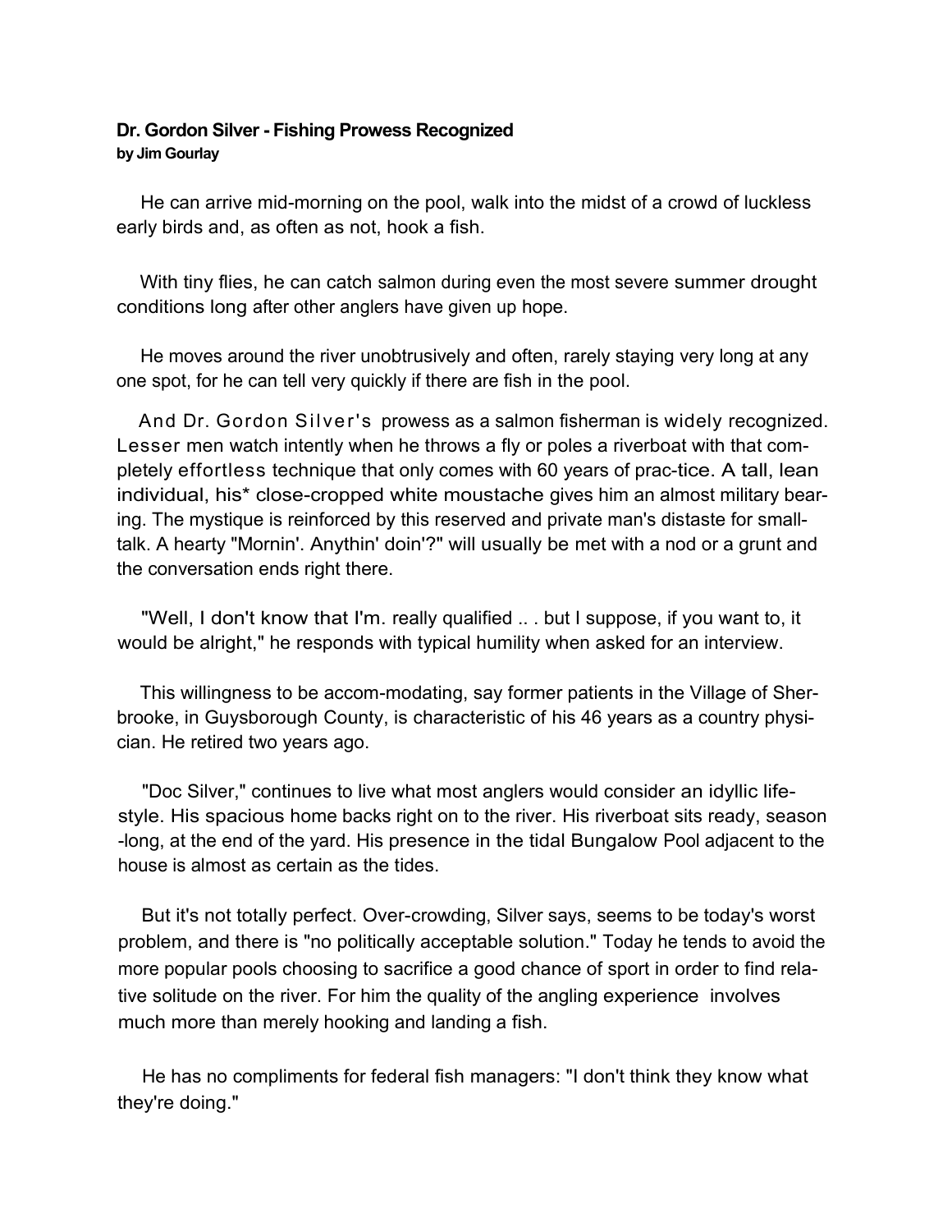**Dr. Gordon Silver - Fishing Prowess Recognized**
**by Jim Gourlay**

He can arrive mid-morning on the pool, walk into the midst of a crowd of luckless early birds and, as often as not, hook a fish.

With tiny flies, he can catch salmon during even the most severe summer drought conditions long after other anglers have given up hope.

He moves around the river unobtrusively and often, rarely staying very long at any one spot, for he can tell very quickly if there are fish in the pool.

And Dr. Gordon Silver's prowess as a salmon fisherman is widely recognized. Lesser men watch intently when he throws a fly or poles a riverboat with that completely effortless technique that only comes with 60 years of prac-tice. A tall, lean individual, his* close-cropped white moustache gives him an almost military bearing. The mystique is reinforced by this reserved and private man's distaste for small-talk. A hearty "Mornin'. Anythin' doin'?" will usually be met with a nod or a grunt and the conversation ends right there.

"Well, I don't know that I'm. really qualified .. . but I suppose, if you want to, it would be alright," he responds with typical humility when asked for an interview.

This willingness to be accom-modating, say former patients in the Village of Sherbrooke, in Guysborough County, is characteristic of his 46 years as a country physician. He retired two years ago.

"Doc Silver," continues to live what most anglers would consider an idyllic lifestyle. His spacious home backs right on to the river. His riverboat sits ready, season-long, at the end of the yard. His presence in the tidal Bungalow Pool adjacent to the house is almost as certain as the tides.

But it's not totally perfect. Over-crowding, Silver says, seems to be today's worst problem, and there is "no politically acceptable solution." Today he tends to avoid the more popular pools choosing to sacrifice a good chance of sport in order to find relative solitude on the river. For him the quality of the angling experience involves much more than merely hooking and landing a fish.

He has no compliments for federal fish managers: "I don't think they know what they're doing."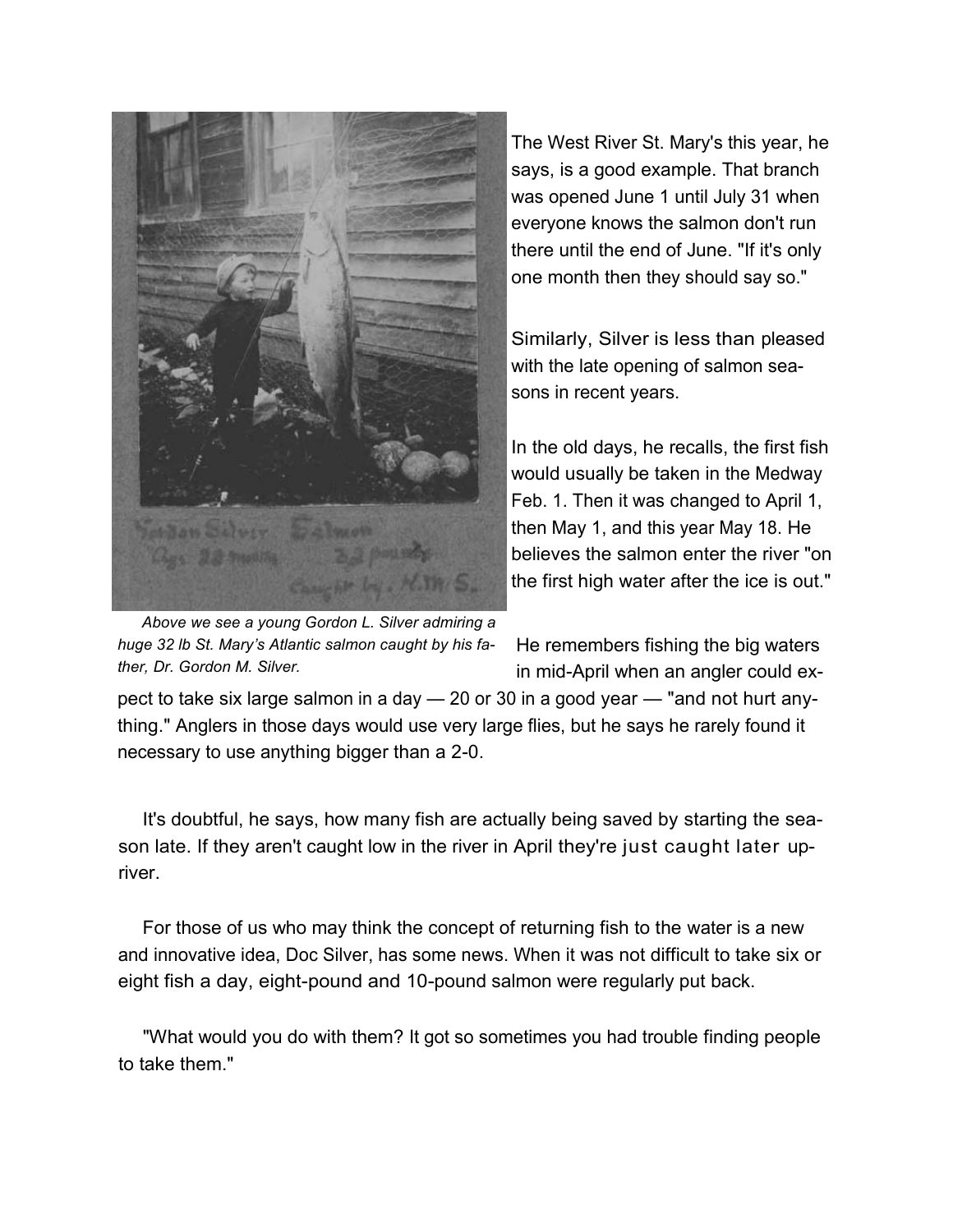*Above we see a young Gordon L. Silver admiring a huge 32 lb St. Mary's Atlantic salmon caught by his father, Dr. Gordon M. Silver.*

The West River St. Mary's this year, he says, is a good example. That branch was opened June 1 until July 31 when everyone knows the salmon don't run there until the end of June. "If it's only one month then they should say so."

Similarly, Silver is less than pleased with the late opening of salmon seasons in recent years.

In the old days, he recalls, the first fish would usually be taken in the Medway Feb. 1. Then it was changed to April 1, then May 1, and this year May 18. He believes the salmon enter the river "on the first high water after the ice is out."

He remembers fishing the big waters in mid-April when an angler could expect to take six large salmon in a day — 20 or 30 in a good year — "and not hurt anything." Anglers in those days would use very large flies, but he says he rarely found it necessary to use anything bigger than a 2-0.

It's doubtful, he says, how many fish are actually being saved by starting the season late. If they aren't caught low in the river in April they're just caught later upriver.

For those of us who may think the concept of returning fish to the water is a new and innovative idea, Doc Silver, has some news. When it was not difficult to take six or eight fish a day, eight-pound and 10-pound salmon were regularly put back.

"What would you do with them? It got so sometimes you had trouble finding people to take them."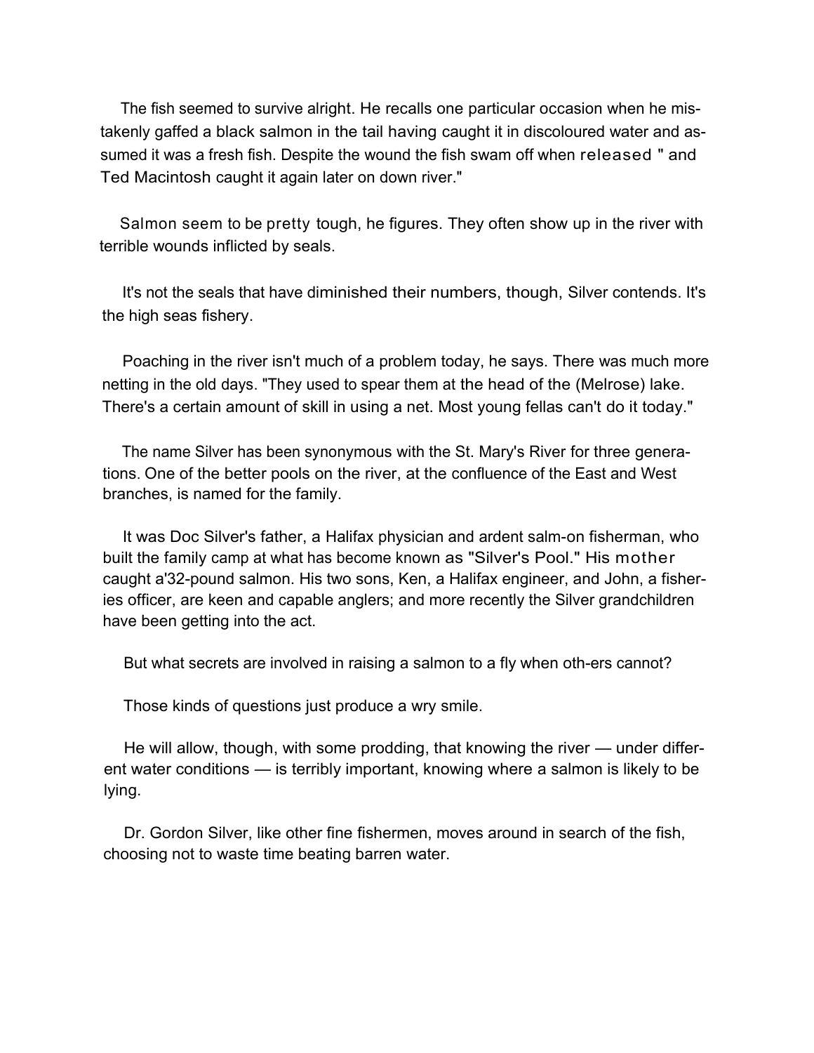The fish seemed to survive alright. He recalls one particular occasion when he mistakenly gaffed a black salmon in the tail having caught it in discoloured water and assumed it was a fresh fish. Despite the wound the fish swam off when released " and Ted Macintosh caught it again later on down river."

Salmon seem to be pretty tough, he figures. They often show up in the river with terrible wounds inflicted by seals.

It's not the seals that have diminished their numbers, though, Silver contends. It's the high seas fishery.

Poaching in the river isn't much of a problem today, he says. There was much more netting in the old days. "They used to spear them at the head of the (Melrose) lake. There's a certain amount of skill in using a net. Most young fellas can't do it today."

The name Silver has been synonymous with the St. Mary's River for three generations. One of the better pools on the river, at the confluence of the East and West branches, is named for the family.

It was Doc Silver's father, a Halifax physician and ardent salm-on fisherman, who built the family camp at what has become known as "Silver's Pool." His mother caught a'32-pound salmon. His two sons, Ken, a Halifax engineer, and John, a fisheries officer, are keen and capable anglers; and more recently the Silver grandchildren have been getting into the act.

But what secrets are involved in raising a salmon to a fly when oth-ers cannot?

Those kinds of questions just produce a wry smile.

He will allow, though, with some prodding, that knowing the river — under different water conditions — is terribly important, knowing where a salmon is likely to be lying.

Dr. Gordon Silver, like other fine fishermen, moves around in search of the fish, choosing not to waste time beating barren water.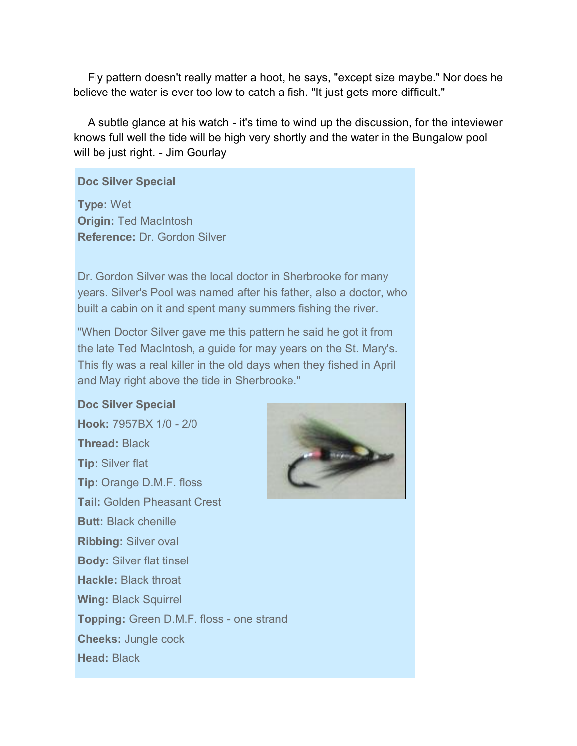Fly pattern doesn't really matter a hoot, he says, "except size maybe." Nor does he believe the water is ever too low to catch a fish. "It just gets more difficult."

A subtle glance at his watch - it's time to wind up the discussion, for the inteviewer knows full well the tide will be high very shortly and the water in the Bungalow pool will be just right. - Jim Gourlay

**Doc Silver Special**

**Type:** Wet
**Origin:** Ted MacIntosh
**Reference:** Dr. Gordon Silver

Dr. Gordon Silver was the local doctor in Sherbrooke for many years. Silver's Pool was named after his father, also a doctor, who built a cabin on it and spent many summers fishing the river.

"When Doctor Silver gave me this pattern he said he got it from the late Ted MacIntosh, a guide for may years on the St. Mary's. This fly was a real killer in the old days when they fished in April and May right above the tide in Sherbrooke."

**Doc Silver Special**
**Hook:** 7957BX 1/0 - 2/0
**Thread:** Black
**Tip:** Silver flat
**Tip:** Orange D.M.F. floss
**Tail:** Golden Pheasant Crest
**Butt:** Black chenille
**Ribbing:** Silver oval
**Body:** Silver flat tinsel
**Hackle:** Black throat
**Wing:** Black Squirrel
**Topping:** Green D.M.F. floss - one strand
**Cheeks:** Jungle cock
**Head:** Black